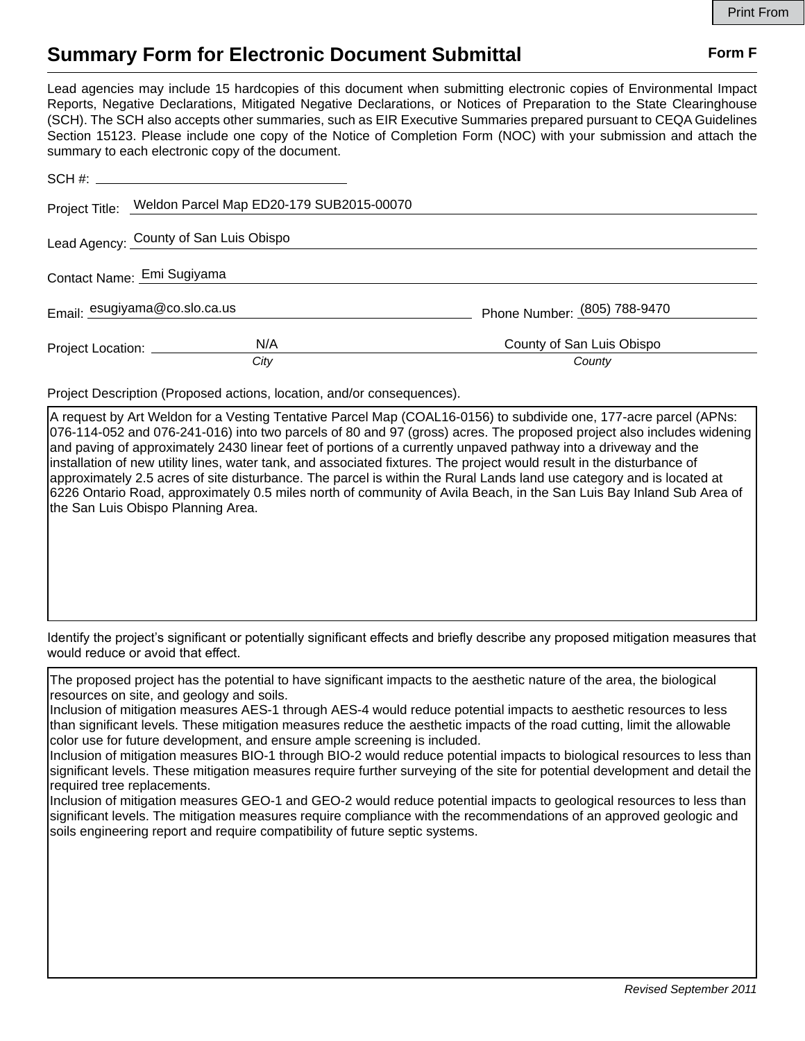# Summary Form for Electronic Document Submittal

**Form F**

Lead agencies may include 15 hardcopies of this document when submitting electronic copies of Environmental Impact Reports, Negative Declarations, Mitigated Negative Declarations, or Notices of Preparation to the State Clearinghouse (SCH). The SCH also accepts other summaries, such as EIR Executive Summaries prepared pursuant to CEQA Guidelines Section 15123. Please include one copy of the Notice of Completion Form (NOC) with your submission and attach the summary to each electronic copy of the document.

SCH #: ______________________

Project Title: Weldon Parcel Map ED20-179 SUB2015-00070

Lead Agency: County of San Luis Obispo

Contact Name: Emi Sugiyama

Email: esugiyama@co.slo.ca.us

Phone Number: (805) 788-9470

Project Location: N/A (*City*) County of San Luis Obispo (*County*)

Project Description (Proposed actions, location, and/or consequences).

A request by Art Weldon for a Vesting Tentative Parcel Map (COAL16-0156) to subdivide one, 177-acre parcel (APNs: 076-114-052 and 076-241-016) into two parcels of 80 and 97 (gross) acres. The proposed project also includes widening and paving of approximately 2430 linear feet of portions of a currently unpaved pathway into a driveway and the installation of new utility lines, water tank, and associated fixtures. The project would result in the disturbance of approximately 2.5 acres of site disturbance. The parcel is within the Rural Lands land use category and is located at 6226 Ontario Road, approximately 0.5 miles north of community of Avila Beach, in the San Luis Bay Inland Sub Area of the San Luis Obispo Planning Area.

Identify the project's significant or potentially significant effects and briefly describe any proposed mitigation measures that would reduce or avoid that effect.

The proposed project has the potential to have significant impacts to the aesthetic nature of the area, the biological resources on site, and geology and soils.
Inclusion of mitigation measures AES-1 through AES-4 would reduce potential impacts to aesthetic resources to less than significant levels. These mitigation measures reduce the aesthetic impacts of the road cutting, limit the allowable color use for future development, and ensure ample screening is included.
Inclusion of mitigation measures BIO-1 through BIO-2 would reduce potential impacts to biological resources to less than significant levels. These mitigation measures require further surveying of the site for potential development and detail the required tree replacements.
Inclusion of mitigation measures GEO-1 and GEO-2 would reduce potential impacts to geological resources to less than significant levels. The mitigation measures require compliance with the recommendations of an approved geologic and soils engineering report and require compatibility of future septic systems.

*Revised September 2011*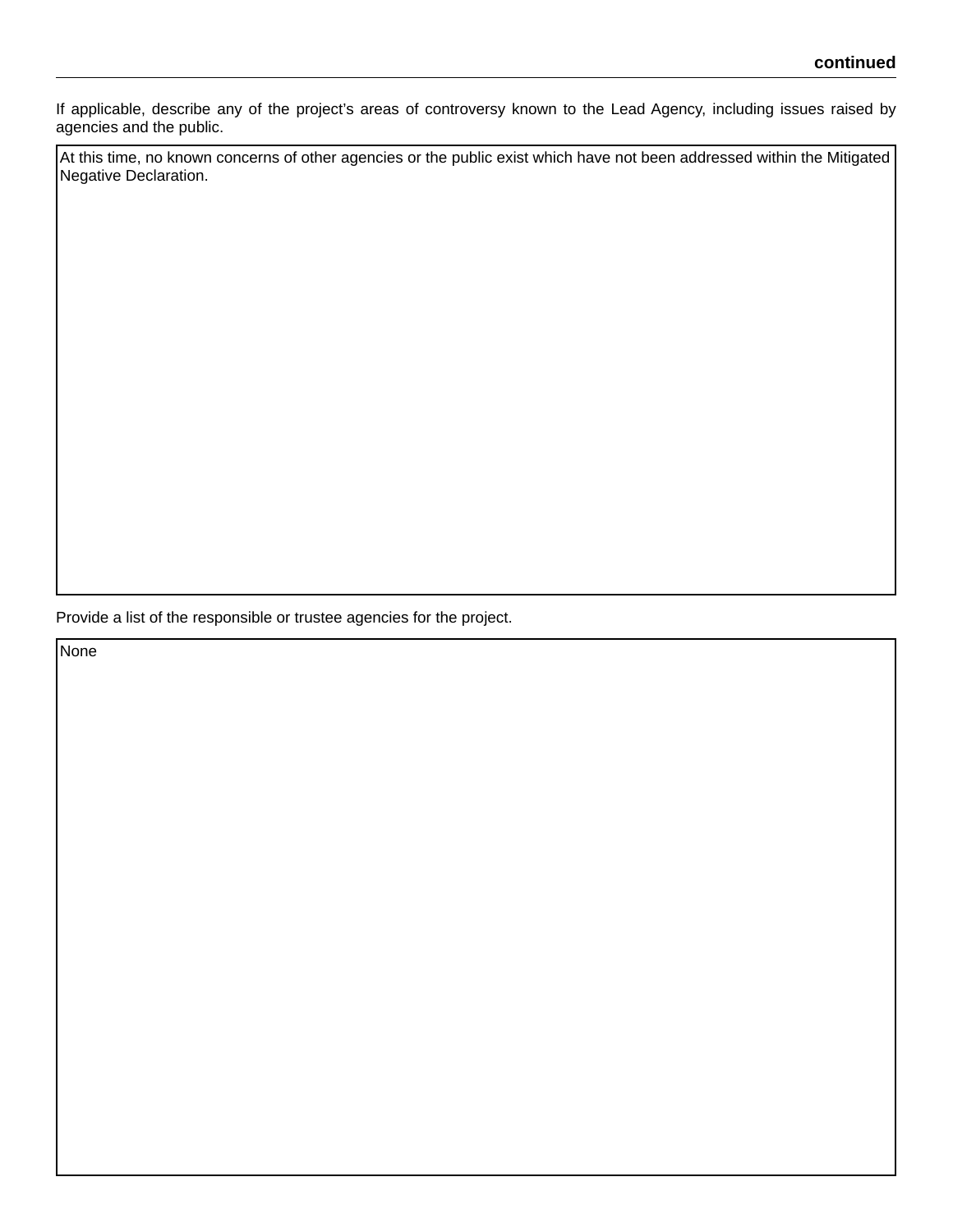**continued**

If applicable, describe any of the project's areas of controversy known to the Lead Agency, including issues raised by agencies and the public.

At this time, no known concerns of other agencies or the public exist which have not been addressed within the Mitigated Negative Declaration.

Provide a list of the responsible or trustee agencies for the project.

None